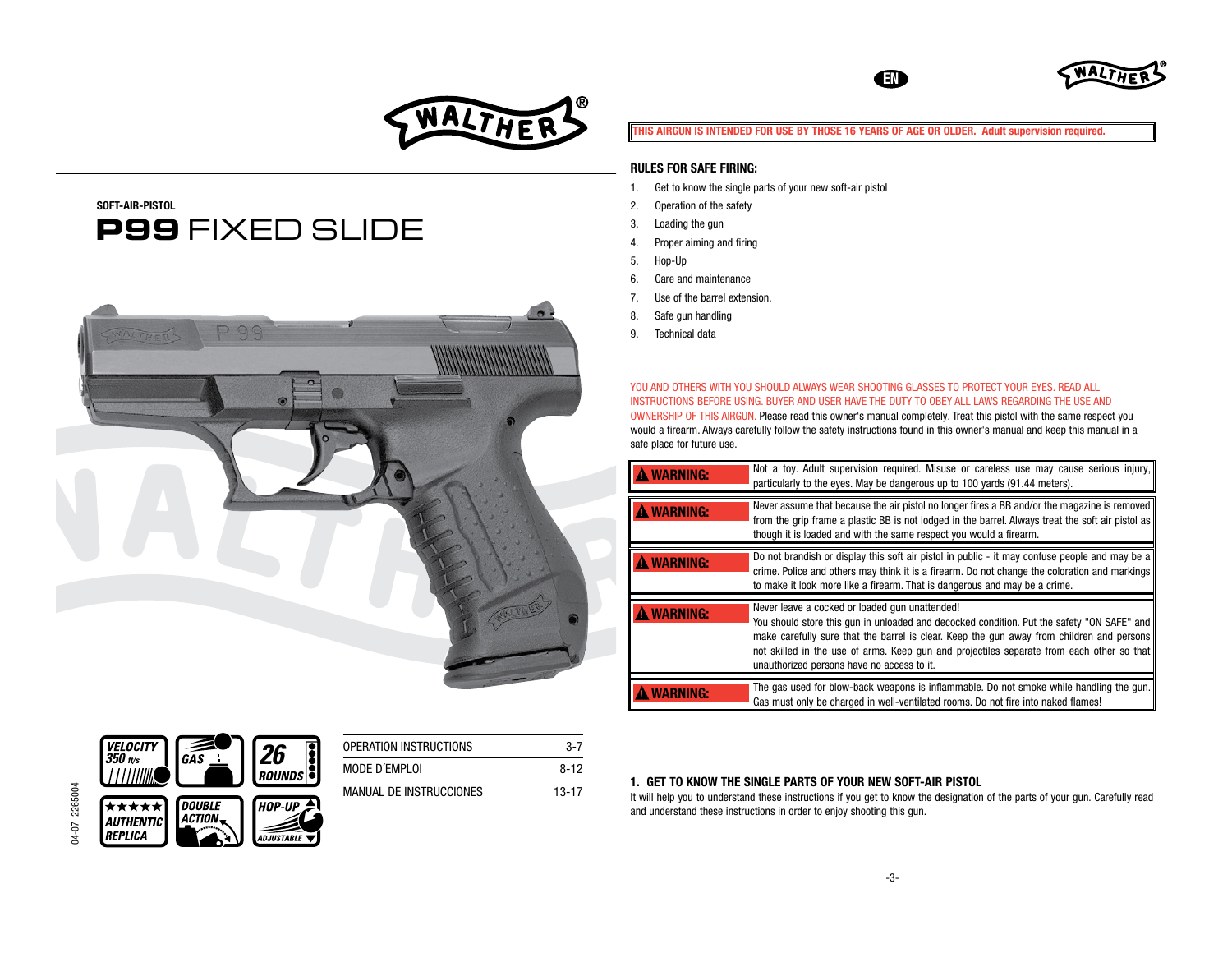SOFT-AIR-PISTOL

# P99 FIXED SLIDE

VELOCITY 350 ft/s

GAS

26 ROUNDS

AUTHENTIC REPLICA

DOUBLE ACTION

HOP-UP ADJUSTABLE

| | |
|---|---|
| OPERATION INSTRUCTIONS | 3-7 |
| MODE D´EMPLOI | 8-12 |
| MANUAL DE INSTRUCCIONES | 13-17 |

04-07 2265004

EN

**THIS AIRGUN IS INTENDED FOR USE BY THOSE 16 YEARS OF AGE OR OLDER. Adult supervision required.**

**RULES FOR SAFE FIRING:**

1. Get to know the single parts of your new soft-air pistol
2. Operation of the safety
3. Loading the gun
4. Proper aiming and firing
5. Hop-Up
6. Care and maintenance
7. Use of the barrel extension.
8. Safe gun handling
9. Technical data

YOU AND OTHERS WITH YOU SHOULD ALWAYS WEAR SHOOTING GLASSES TO PROTECT YOUR EYES. READ ALL INSTRUCTIONS BEFORE USING. BUYER AND USER HAVE THE DUTY TO OBEY ALL LAWS REGARDING THE USE AND OWNERSHIP OF THIS AIRGUN. Please read this owner's manual completely. Treat this pistol with the same respect you would a firearm. Always carefully follow the safety instructions found in this owner's manual and keep this manual in a safe place for future use.

| | |
|---|---|
| **⚠ WARNING:** | Not a toy. Adult supervision required. Misuse or careless use may cause serious injury, particularly to the eyes. May be dangerous up to 100 yards (91.44 meters). |
| **⚠ WARNING:** | Never assume that because the air pistol no longer fires a BB and/or the magazine is removed from the grip frame a plastic BB is not lodged in the barrel. Always treat the soft air pistol as though it is loaded and with the same respect you would a firearm. |
| **⚠ WARNING:** | Do not brandish or display this soft air pistol in public - it may confuse people and may be a crime. Police and others may think it is a firearm. Do not change the coloration and markings to make it look more like a firearm. That is dangerous and may be a crime. |
| **⚠ WARNING:** | Never leave a cocked or loaded gun unattended! You should store this gun in unloaded and decocked condition. Put the safety "ON SAFE" and make carefully sure that the barrel is clear. Keep the gun away from children and persons not skilled in the use of arms. Keep gun and projectiles separate from each other so that unauthorized persons have no access to it. |
| **⚠ WARNING:** | The gas used for blow-back weapons is inflammable. Do not smoke while handling the gun. Gas must only be charged in well-ventilated rooms. Do not fire into naked flames! |

## 1. GET TO KNOW THE SINGLE PARTS OF YOUR NEW SOFT-AIR PISTOL

It will help you to understand these instructions if you get to know the designation of the parts of your gun. Carefully read and understand these instructions in order to enjoy shooting this gun.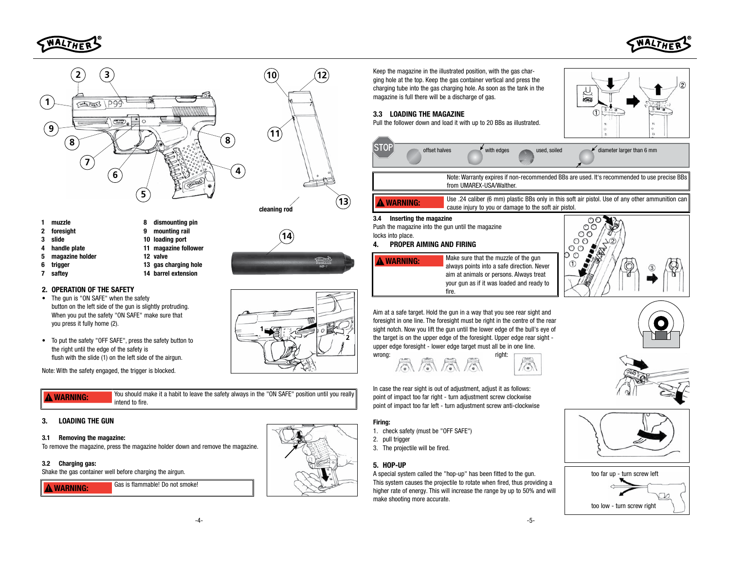1 muzzle
2 foresight
3 slide
4 handle plate
5 magazine holder
6 trigger
7 saftey
8 dismounting pin
9 mounting rail
10 loading port
11 magazine follower
12 valve
13 gas charging hole
14 barrel extension

cleaning rod

## 2. OPERATION OF THE SAFETY

- The gun is "ON SAFE" when the safety button on the left side of the gun is slightly protruding. When you put the safety "ON SAFE" make sure that you press it fully home (2).
- To put the safety "OFF SAFE", press the safety button to the right until the edge of the safety is flush with the slide (1) on the left side of the airgun.

Note: With the safety engaged, the trigger is blocked.

**⚠ WARNING:** You should make it a habit to leave the safety always in the "ON SAFE" position until you really intend to fire.

## 3. LOADING THE GUN

### 3.1 Removing the magazine:

To remove the magazine, press the magazine holder down and remove the magazine.

### 3.2 Charging gas:

Shake the gas container well before charging the airgun.

**⚠ WARNING:** Gas is flammable! Do not smoke!

Keep the magazine in the illustrated position, with the gas charging hole at the top. Keep the gas container vertical and press the charging tube into the gas charging hole. As soon as the tank in the magazine is full there will be a discharge of gas.

### 3.3 LOADING THE MAGAZINE

Pull the follower down and load it with up to 20 BBs as illustrated.

STOP: offset halves — with edges — used, soiled — diameter larger than 6 mm

Note: Warranty expires if non-recommended BBs are used. It's recommended to use precise BBs from UMAREX-USA/Walther.

**⚠ WARNING:** Use .24 caliber (6 mm) plastic BBs only in this soft air pistol. Use of any other ammunition can cause injury to you or damage to the soft air pistol.

### 3.4 Inserting the magazine

Push the magazine into the gun until the magazine locks into place.

## 4. PROPER AIMING AND FIRING

**⚠ WARNING:** Make sure that the muzzle of the gun always points into a safe direction. Never aim at animals or persons. Always treat your gun as if it was loaded and ready to fire.

Aim at a safe target. Hold the gun in a way that you see rear sight and foresight in one line. The foresight must be right in the centre of the rear sight notch. Now you lift the gun until the lower edge of the bull's eye of the target is on the upper edge of the foresight. Upper edge rear sight - upper edge foresight - lower edge target must all be in one line.

wrong: right:

In case the rear sight is out of adjustment, adjust it as follows:
point of impact too far right - turn adjustment screw clockwise
point of impact too far left - turn adjustment screw anti-clockwise

**Firing:**

1. check safety (must be "OFF SAFE")
2. pull trigger
3. The projectile will be fired.

## 5. HOP-UP

A special system called the "hop-up" has been fitted to the gun. This system causes the projectile to rotate when fired, thus providing a higher rate of energy. This will increase the range by up to 50% and will make shooting more accurate.

too far up - turn screw left
too low - turn screw right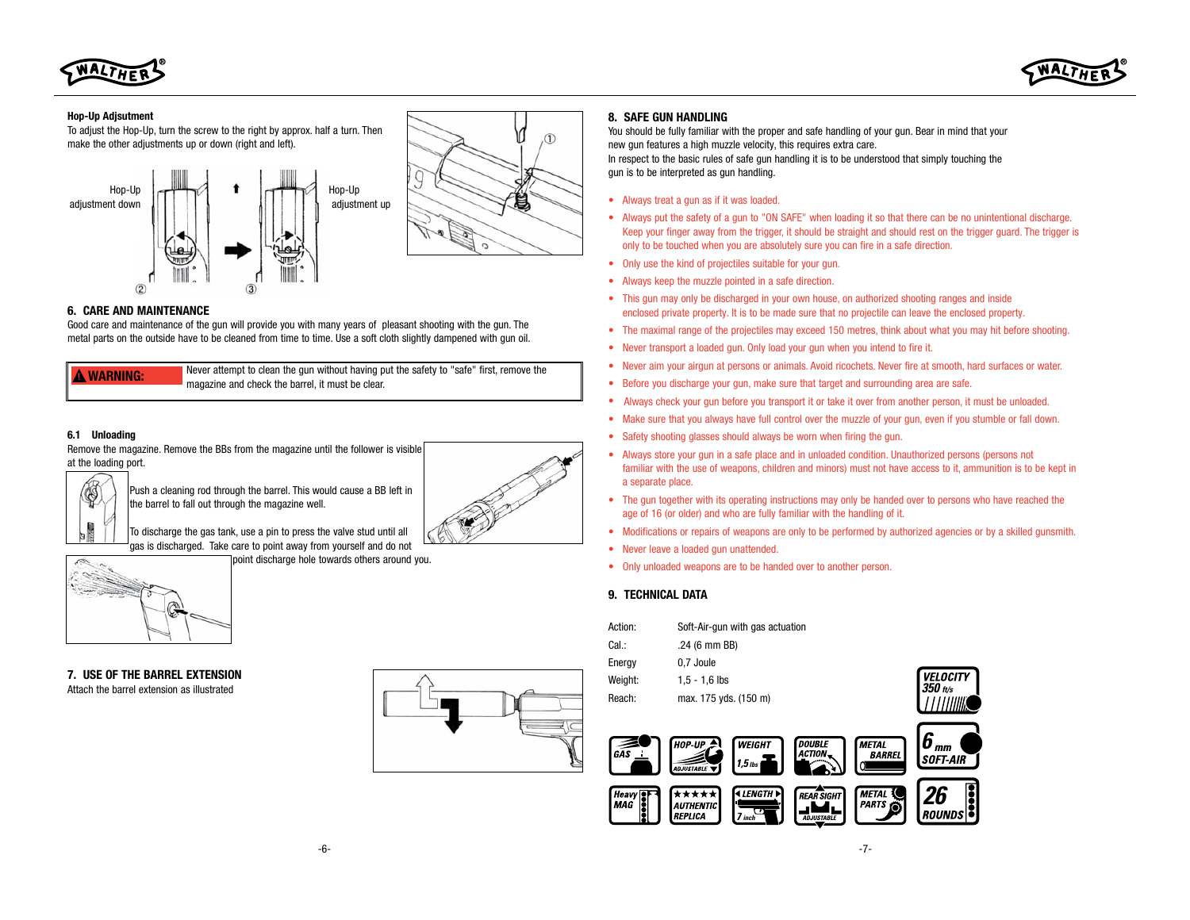**Hop-Up Adjsutment**

To adjust the Hop-Up, turn the screw to the right by approx. half a turn. Then make the other adjustments up or down (right and left).

Hop-Up adjustment down

Hop-Up adjustment up

## 6. CARE AND MAINTENANCE

Good care and maintenance of the gun will provide you with many years of pleasant shooting with the gun. The metal parts on the outside have to be cleaned from time to time. Use a soft cloth slightly dampened with gun oil.

| ⚠ WARNING: | Never attempt to clean the gun without having put the safety to "safe" first, remove the magazine and check the barrel, it must be clear. |
|---|---|

### 6.1 Unloading

Remove the magazine. Remove the BBs from the magazine until the follower is visible at the loading port.

Push a cleaning rod through the barrel. This would cause a BB left in the barrel to fall out through the magazine well.

To discharge the gas tank, use a pin to press the valve stud until all gas is discharged. Take care to point away from yourself and do not point discharge hole towards others around you.

## 7. USE OF THE BARREL EXTENSION

Attach the barrel extension as illustrated

## 8. SAFE GUN HANDLING

You should be fully familiar with the proper and safe handling of your gun. Bear in mind that your new gun features a high muzzle velocity, this requires extra care.
In respect to the basic rules of safe gun handling it is to be understood that simply touching the gun is to be interpreted as gun handling.

- Always treat a gun as if it was loaded.
- Always put the safety of a gun to "ON SAFE" when loading it so that there can be no unintentional discharge. Keep your finger away from the trigger, it should be straight and should rest on the trigger guard. The trigger is only to be touched when you are absolutely sure you can fire in a safe direction.
- Only use the kind of projectiles suitable for your gun.
- Always keep the muzzle pointed in a safe direction.
- This gun may only be discharged in your own house, on authorized shooting ranges and inside enclosed private property. It is to be made sure that no projectile can leave the enclosed property.
- The maximal range of the projectiles may exceed 150 metres, think about what you may hit before shooting.
- Never transport a loaded gun. Only load your gun when you intend to fire it.
- Never aim your airgun at persons or animals. Avoid ricochets. Never fire at smooth, hard surfaces or water.
- Before you discharge your gun, make sure that target and surrounding area are safe.
- Always check your gun before you transport it or take it over from another person, it must be unloaded.
- Make sure that you always have full control over the muzzle of your gun, even if you stumble or fall down.
- Safety shooting glasses should always be worn when firing the gun.
- Always store your gun in a safe place and in unloaded condition. Unauthorized persons (persons not familiar with the use of weapons, children and minors) must not have access to it, ammunition is to be kept in a separate place.
- The gun together with its operating instructions may only be handed over to persons who have reached the age of 16 (or older) and who are fully familiar with the handling of it.
- Modifications or repairs of weapons are only to be performed by authorized agencies or by a skilled gunsmith.
- Never leave a loaded gun unattended.
- Only unloaded weapons are to be handed over to another person.

## 9. TECHNICAL DATA

| | |
|---|---|
| Action: | Soft-Air-gun with gas actuation |
| Cal.: | .24 (6 mm BB) |
| Energy | 0,7 Joule |
| Weight: | 1,5 - 1,6 lbs |
| Reach: | max. 175 yds. (150 m) |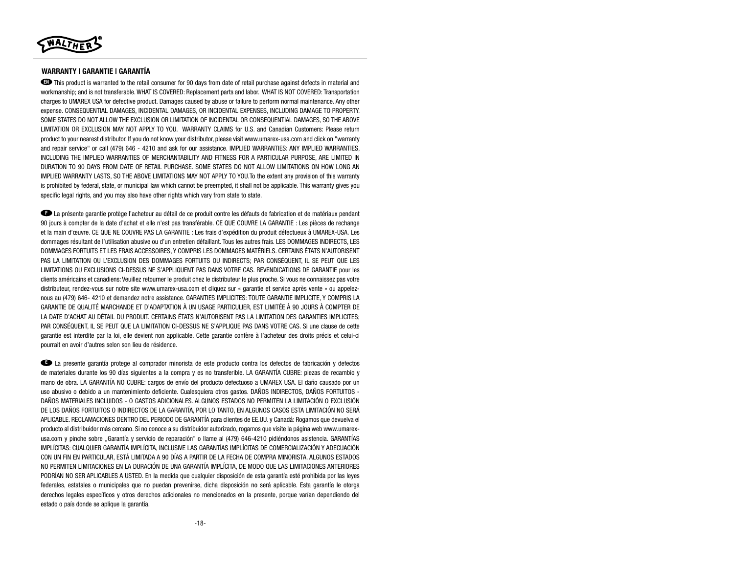## WARRANTY | GARANTIE | GARANTÍA

EN This product is warranted to the retail consumer for 90 days from date of retail purchase against defects in material and workmanship; and is not transferable. WHAT IS COVERED: Replacement parts and labor. WHAT IS NOT COVERED: Transportation charges to UMAREX USA for defective product. Damages caused by abuse or failure to perform normal maintenance. Any other expense. CONSEQUENTIAL DAMAGES, INCIDENTAL DAMAGES, OR INCIDENTAL EXPENSES, INCLUDING DAMAGE TO PROPERTY. SOME STATES DO NOT ALLOW THE EXCLUSION OR LIMITATION OF INCIDENTAL OR CONSEQUENTIAL DAMAGES, SO THE ABOVE LIMITATION OR EXCLUSION MAY NOT APPLY TO YOU. WARRANTY CLAIMS for U.S. and Canadian Customers: Please return product to your nearest distributor. If you do not know your distributor, please visit www.umarex-usa.com and click on "warranty and repair service" or call (479) 646 - 4210 and ask for our assistance. IMPLIED WARRANTIES: ANY IMPLIED WARRANTIES, INCLUDING THE IMPLIED WARRANTIES OF MERCHANTABILITY AND FITNESS FOR A PARTICULAR PURPOSE, ARE LIMITED IN DURATION TO 90 DAYS FROM DATE OF RETAIL PURCHASE. SOME STATES DO NOT ALLOW LIMITATIONS ON HOW LONG AN IMPLIED WARRANTY LASTS, SO THE ABOVE LIMITATIONS MAY NOT APPLY TO YOU.To the extent any provision of this warranty is prohibited by federal, state, or municipal law which cannot be preempted, it shall not be applicable. This warranty gives you specific legal rights, and you may also have other rights which vary from state to state.

F La présente garantie protège l'acheteur au détail de ce produit contre les défauts de fabrication et de matériaux pendant 90 jours à compter de la date d'achat et elle n'est pas transférable. CE QUE COUVRE LA GARANTIE : Les pièces de rechange et la main d'œuvre. CE QUE NE COUVRE PAS LA GARANTIE : Les frais d'expédition du produit défectueux à UMAREX-USA. Les dommages résultant de l'utilisation abusive ou d'un entretien défaillant. Tous les autres frais. LES DOMMAGES INDIRECTS, LES DOMMAGES FORTUITS ET LES FRAIS ACCESSOIRES, Y COMPRIS LES DOMMAGES MATÉRIELS. CERTAINS ÉTATS N'AUTORISENT PAS LA LIMITATION OU L'EXCLUSION DES DOMMAGES FORTUITS OU INDIRECTS; PAR CONSÉQUENT, IL SE PEUT QUE LES LIMITATIONS OU EXCLUSIONS CI-DESSUS NE S'APPLIQUENT PAS DANS VOTRE CAS. REVENDICATIONS DE GARANTIE pour les clients américains et canadiens: Veuillez retourner le produit chez le distributeur le plus proche. Si vous ne connaissez pas votre distributeur, rendez-vous sur notre site www.umarex-usa.com et cliquez sur « garantie et service après vente » ou appelez-nous au (479) 646- 4210 et demandez notre assistance. GARANTIES IMPLICITES: TOUTE GARANTIE IMPLICITE, Y COMPRIS LA GARANTIE DE QUALITÉ MARCHANDE ET D'ADAPTATION À UN USAGE PARTICULIER, EST LIMITÉE À 90 JOURS À COMPTER DE LA DATE D'ACHAT AU DÉTAIL DU PRODUIT. CERTAINS ÉTATS N'AUTORISENT PAS LA LIMITATION DES GARANTIES IMPLICITES; PAR CONSÉQUENT, IL SE PEUT QUE LA LIMITATION CI-DESSUS NE S'APPLIQUE PAS DANS VOTRE CAS. Si une clause de cette garantie est interdite par la loi, elle devient non applicable. Cette garantie confère à l'acheteur des droits précis et celui-ci pourrait en avoir d'autres selon son lieu de résidence.

E La presente garantía protege al comprador minorista de este producto contra los defectos de fabricación y defectos de materiales durante los 90 días siguientes a la compra y es no transferible. LA GARANTÍA CUBRE: piezas de recambio y mano de obra. LA GARANTÍA NO CUBRE: cargos de envío del producto defectuoso a UMAREX USA. El daño causado por un uso abusivo o debido a un mantenimiento deficiente. Cualesquiera otros gastos. DAÑOS INDIRECTOS, DAÑOS FORTUITOS - DAÑOS MATERIALES INCLUIDOS - O GASTOS ADICIONALES. ALGUNOS ESTADOS NO PERMITEN LA LIMITACIÓN O EXCLUSIÓN DE LOS DAÑOS FORTUITOS O INDIRECTOS DE LA GARANTÍA, POR LO TANTO, EN ALGUNOS CASOS ESTA LIMITACIÓN NO SERÁ APLICABLE. RECLAMACIONES DENTRO DEL PERIODO DE GARANTÍA para clientes de EE.UU. y Canadá: Rogamos que devuelva el producto al distribuidor más cercano. Si no conoce a su distribuidor autorizado, rogamos que visite la página web www.umarex-usa.com y pinche sobre „Garantía y servicio de reparación" o llame al (479) 646-4210 pidiéndonos asistencia. GARANTÍAS IMPLÍCITAS: CUALQUIER GARANTÍA IMPLÍCITA, INCLUSIVE LAS GARANTÍAS IMPLÍCITAS DE COMERCIALIZACIÓN Y ADECUACIÓN CON UN FIN EN PARTICULAR, ESTÁ LIMITADA A 90 DÍAS A PARTIR DE LA FECHA DE COMPRA MINORISTA. ALGUNOS ESTADOS NO PERMITEN LIMITACIONES EN LA DURACIÓN DE UNA GARANTÍA IMPLÍCITA, DE MODO QUE LAS LIMITACIONES ANTERIORES PODRÍAN NO SER APLICABLES A USTED. En la medida que cualquier disposición de esta garantía esté prohibida por las leyes federales, estatales o municipales que no puedan prevenirse, dicha disposición no será aplicable. Esta garantía le otorga derechos legales específicos y otros derechos adicionales no mencionados en la presente, porque varían dependiendo del estado o país donde se aplique la garantía.